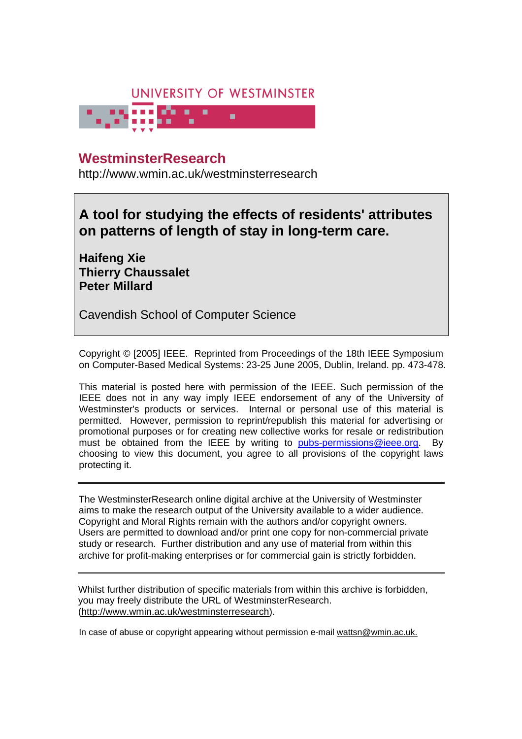UNIVERSITY OF WESTMINSTER

## WestminsterResearch

http://www.wmin.ac.uk/westminsterresearch

# A tool for studying the effects of residents' attributes on patterns of length of stay in long-term care.

**Haifeng Xie**
**Thierry Chaussalet**
**Peter Millard**

Cavendish School of Computer Science

Copyright © [2005] IEEE. Reprinted from Proceedings of the 18th IEEE Symposium on Computer-Based Medical Systems: 23-25 June 2005, Dublin, Ireland. pp. 473-478.

This material is posted here with permission of the IEEE. Such permission of the IEEE does not in any way imply IEEE endorsement of any of the University of Westminster's products or services. Internal or personal use of this material is permitted. However, permission to reprint/republish this material for advertising or promotional purposes or for creating new collective works for resale or redistribution must be obtained from the IEEE by writing to pubs-permissions@ieee.org. By choosing to view this document, you agree to all provisions of the copyright laws protecting it.

---

The WestminsterResearch online digital archive at the University of Westminster aims to make the research output of the University available to a wider audience. Copyright and Moral Rights remain with the authors and/or copyright owners. Users are permitted to download and/or print one copy for non-commercial private study or research. Further distribution and any use of material from within this archive for profit-making enterprises or for commercial gain is strictly forbidden.

---

Whilst further distribution of specific materials from within this archive is forbidden, you may freely distribute the URL of WestminsterResearch. (http://www.wmin.ac.uk/westminsterresearch).

In case of abuse or copyright appearing without permission e-mail wattsn@wmin.ac.uk.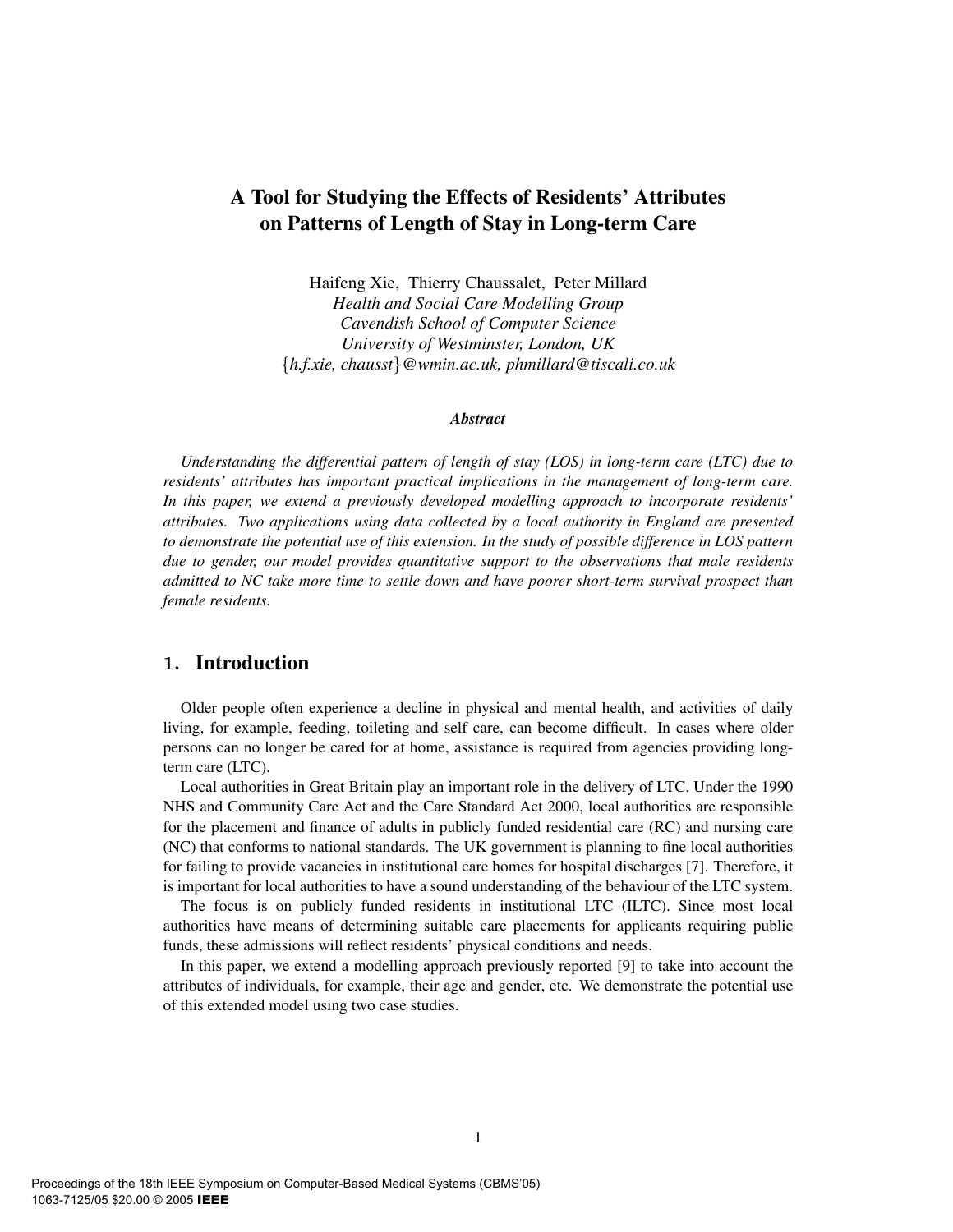# A Tool for Studying the Effects of Residents' Attributes on Patterns of Length of Stay in Long-term Care

Haifeng Xie, Thierry Chaussalet, Peter Millard
*Health and Social Care Modelling Group*
*Cavendish School of Computer Science*
*University of Westminster, London, UK*
{*h.f.xie, chausst*}*@wmin.ac.uk, phmillard@tiscali.co.uk*

### *Abstract*

*Understanding the differential pattern of length of stay (LOS) in long-term care (LTC) due to residents' attributes has important practical implications in the management of long-term care. In this paper, we extend a previously developed modelling approach to incorporate residents' attributes. Two applications using data collected by a local authority in England are presented to demonstrate the potential use of this extension. In the study of possible difference in LOS pattern due to gender, our model provides quantitative support to the observations that male residents admitted to NC take more time to settle down and have poorer short-term survival prospect than female residents.*

## 1. Introduction

Older people often experience a decline in physical and mental health, and activities of daily living, for example, feeding, toileting and self care, can become difficult. In cases where older persons can no longer be cared for at home, assistance is required from agencies providing long-term care (LTC).

Local authorities in Great Britain play an important role in the delivery of LTC. Under the 1990 NHS and Community Care Act and the Care Standard Act 2000, local authorities are responsible for the placement and finance of adults in publicly funded residential care (RC) and nursing care (NC) that conforms to national standards. The UK government is planning to fine local authorities for failing to provide vacancies in institutional care homes for hospital discharges [7]. Therefore, it is important for local authorities to have a sound understanding of the behaviour of the LTC system.

The focus is on publicly funded residents in institutional LTC (ILTC). Since most local authorities have means of determining suitable care placements for applicants requiring public funds, these admissions will reflect residents' physical conditions and needs.

In this paper, we extend a modelling approach previously reported [9] to take into account the attributes of individuals, for example, their age and gender, etc. We demonstrate the potential use of this extended model using two case studies.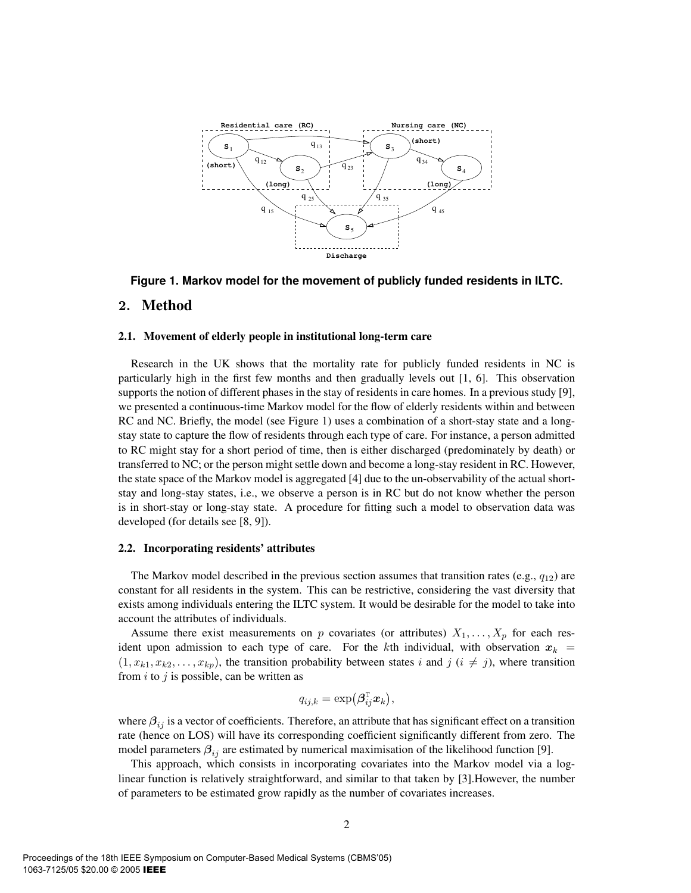Figure 1. Markov model for the movement of publicly funded residents in ILTC.

## 2. Method

### 2.1. Movement of elderly people in institutional long-term care

Research in the UK shows that the mortality rate for publicly funded residents in NC is particularly high in the first few months and then gradually levels out [1, 6]. This observation supports the notion of different phases in the stay of residents in care homes. In a previous study [9], we presented a continuous-time Markov model for the flow of elderly residents within and between RC and NC. Briefly, the model (see Figure 1) uses a combination of a short-stay state and a long-stay state to capture the flow of residents through each type of care. For instance, a person admitted to RC might stay for a short period of time, then is either discharged (predominately by death) or transferred to NC; or the person might settle down and become a long-stay resident in RC. However, the state space of the Markov model is aggregated [4] due to the un-observability of the actual short-stay and long-stay states, i.e., we observe a person is in RC but do not know whether the person is in short-stay or long-stay state. A procedure for fitting such a model to observation data was developed (for details see [8, 9]).

### 2.2. Incorporating residents' attributes

The Markov model described in the previous section assumes that transition rates (e.g., $q_{12}$) are constant for all residents in the system. This can be restrictive, considering the vast diversity that exists among individuals entering the ILTC system. It would be desirable for the model to take into account the attributes of individuals.

Assume there exist measurements on $p$ covariates (or attributes) $X_1, \ldots, X_p$ for each resident upon admission to each type of care. For the $k$th individual, with observation $\boldsymbol{x}_k = (1, x_{k1}, x_{k2}, \ldots, x_{kp})$, the transition probability between states $i$ and $j$ ($i \neq j$), where transition from $i$ to $j$ is possible, can be written as

$$q_{ij,k} = \exp\big(\boldsymbol{\beta}_{ij}^{\top} \boldsymbol{x}_k\big),$$

where $\boldsymbol{\beta}_{ij}$ is a vector of coefficients. Therefore, an attribute that has significant effect on a transition rate (hence on LOS) will have its corresponding coefficient significantly different from zero. The model parameters $\boldsymbol{\beta}_{ij}$ are estimated by numerical maximisation of the likelihood function [9].

This approach, which consists in incorporating covariates into the Markov model via a log-linear function is relatively straightforward, and similar to that taken by [3].However, the number of parameters to be estimated grow rapidly as the number of covariates increases.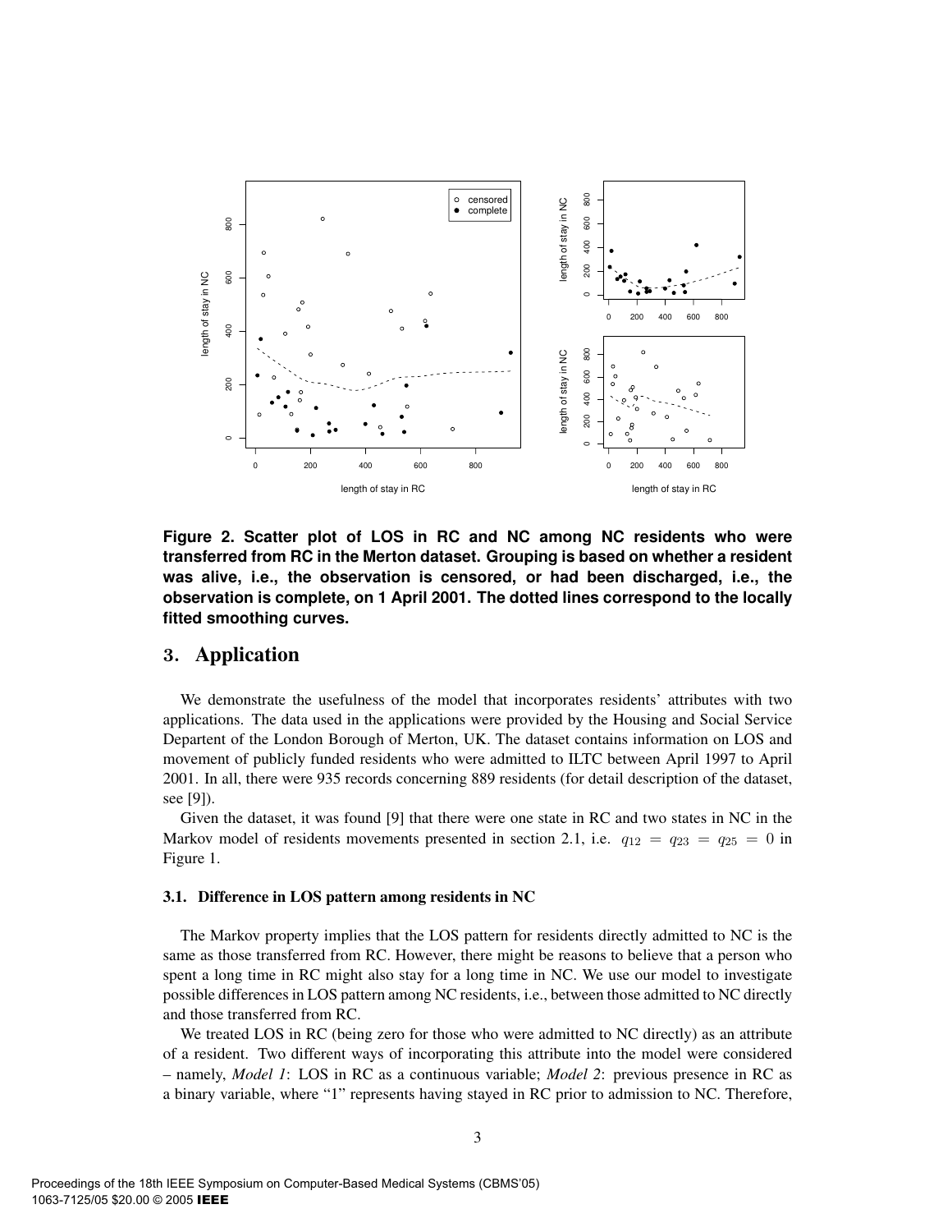**Figure 2. Scatter plot of LOS in RC and NC among NC residents who were transferred from RC in the Merton dataset. Grouping is based on whether a resident was alive, i.e., the observation is censored, or had been discharged, i.e., the observation is complete, on 1 April 2001. The dotted lines correspond to the locally fitted smoothing curves.**

## 3. Application

We demonstrate the usefulness of the model that incorporates residents' attributes with two applications. The data used in the applications were provided by the Housing and Social Service Departent of the London Borough of Merton, UK. The dataset contains information on LOS and movement of publicly funded residents who were admitted to ILTC between April 1997 to April 2001. In all, there were 935 records concerning 889 residents (for detail description of the dataset, see [9]).

Given the dataset, it was found [9] that there were one state in RC and two states in NC in the Markov model of residents movements presented in section 2.1, i.e. $q_{12} = q_{23} = q_{25} = 0$ in Figure 1.

### 3.1. Difference in LOS pattern among residents in NC

The Markov property implies that the LOS pattern for residents directly admitted to NC is the same as those transferred from RC. However, there might be reasons to believe that a person who spent a long time in RC might also stay for a long time in NC. We use our model to investigate possible differences in LOS pattern among NC residents, i.e., between those admitted to NC directly and those transferred from RC.

We treated LOS in RC (being zero for those who were admitted to NC directly) as an attribute of a resident. Two different ways of incorporating this attribute into the model were considered – namely, *Model 1*: LOS in RC as a continuous variable; *Model 2*: previous presence in RC as a binary variable, where "1" represents having stayed in RC prior to admission to NC. Therefore,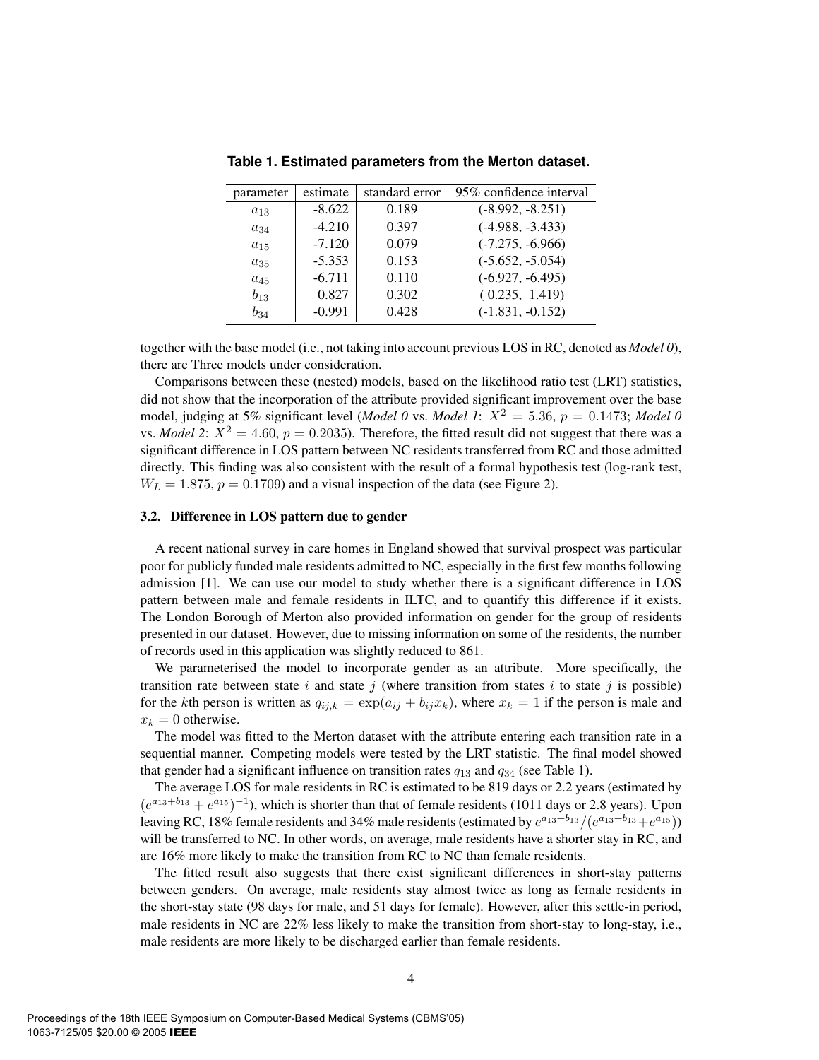**Table 1. Estimated parameters from the Merton dataset.**

| parameter | estimate | standard error | 95% confidence interval |
|---|---|---|---|
| $a_{13}$ | -8.622 | 0.189 | (-8.992, -8.251) |
| $a_{34}$ | -4.210 | 0.397 | (-4.988, -3.433) |
| $a_{15}$ | -7.120 | 0.079 | (-7.275, -6.966) |
| $a_{35}$ | -5.353 | 0.153 | (-5.652, -5.054) |
| $a_{45}$ | -6.711 | 0.110 | (-6.927, -6.495) |
| $b_{13}$ | 0.827 | 0.302 | ( 0.235, 1.419) |
| $b_{34}$ | -0.991 | 0.428 | (-1.831, -0.152) |

together with the base model (i.e., not taking into account previous LOS in RC, denoted as *Model 0*), there are Three models under consideration.

Comparisons between these (nested) models, based on the likelihood ratio test (LRT) statistics, did not show that the incorporation of the attribute provided significant improvement over the base model, judging at 5% significant level (*Model 0* vs. *Model 1*: $X^2 = 5.36$, $p = 0.1473$; *Model 0* vs. *Model 2*: $X^2 = 4.60$, $p = 0.2035$). Therefore, the fitted result did not suggest that there was a significant difference in LOS pattern between NC residents transferred from RC and those admitted directly. This finding was also consistent with the result of a formal hypothesis test (log-rank test, $W_L = 1.875$, $p = 0.1709$) and a visual inspection of the data (see Figure 2).

### 3.2. Difference in LOS pattern due to gender

A recent national survey in care homes in England showed that survival prospect was particular poor for publicly funded male residents admitted to NC, especially in the first few months following admission [1]. We can use our model to study whether there is a significant difference in LOS pattern between male and female residents in ILTC, and to quantify this difference if it exists. The London Borough of Merton also provided information on gender for the group of residents presented in our dataset. However, due to missing information on some of the residents, the number of records used in this application was slightly reduced to 861.

We parameterised the model to incorporate gender as an attribute. More specifically, the transition rate between state $i$ and state $j$ (where transition from states $i$ to state $j$ is possible) for the $k$th person is written as $q_{ij,k} = \exp(a_{ij} + b_{ij}x_k)$, where $x_k = 1$ if the person is male and $x_k = 0$ otherwise.

The model was fitted to the Merton dataset with the attribute entering each transition rate in a sequential manner. Competing models were tested by the LRT statistic. The final model showed that gender had a significant influence on transition rates $q_{13}$ and $q_{34}$ (see Table 1).

The average LOS for male residents in RC is estimated to be 819 days or 2.2 years (estimated by $(e^{a_{13}+b_{13}} + e^{a_{15}})^{-1}$), which is shorter than that of female residents (1011 days or 2.8 years). Upon leaving RC, 18% female residents and 34% male residents (estimated by $e^{a_{13}+b_{13}}/(e^{a_{13}+b_{13}}+e^{a_{15}})$) will be transferred to NC. In other words, on average, male residents have a shorter stay in RC, and are 16% more likely to make the transition from RC to NC than female residents.

The fitted result also suggests that there exist significant differences in short-stay patterns between genders. On average, male residents stay almost twice as long as female residents in the short-stay state (98 days for male, and 51 days for female). However, after this settle-in period, male residents in NC are 22% less likely to make the transition from short-stay to long-stay, i.e., male residents are more likely to be discharged earlier than female residents.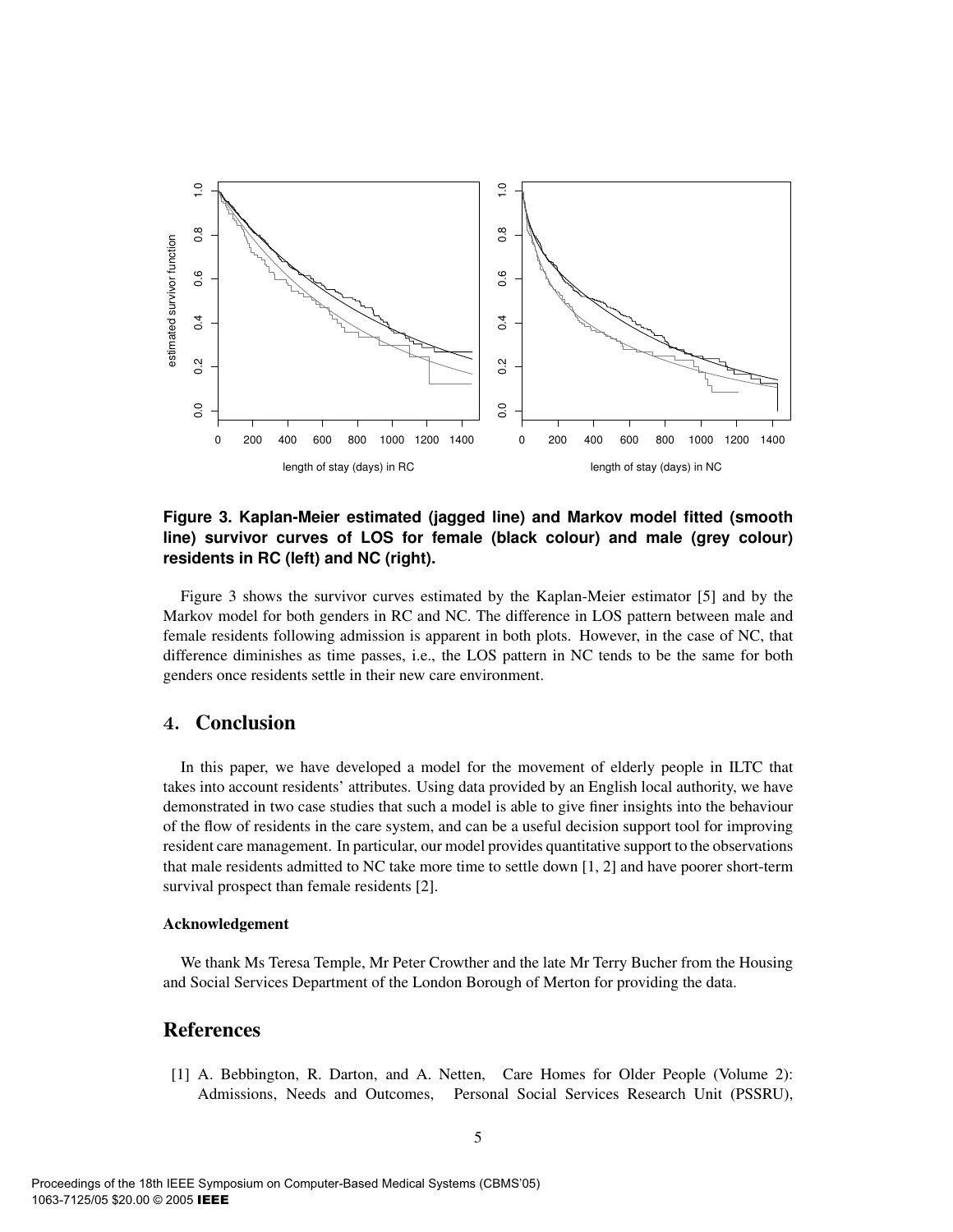**Figure 3. Kaplan-Meier estimated (jagged line) and Markov model fitted (smooth line) survivor curves of LOS for female (black colour) and male (grey colour) residents in RC (left) and NC (right).**

Figure 3 shows the survivor curves estimated by the Kaplan-Meier estimator [5] and by the Markov model for both genders in RC and NC. The difference in LOS pattern between male and female residents following admission is apparent in both plots. However, in the case of NC, that difference diminishes as time passes, i.e., the LOS pattern in NC tends to be the same for both genders once residents settle in their new care environment.

## 4. Conclusion

In this paper, we have developed a model for the movement of elderly people in ILTC that takes into account residents' attributes. Using data provided by an English local authority, we have demonstrated in two case studies that such a model is able to give finer insights into the behaviour of the flow of residents in the care system, and can be a useful decision support tool for improving resident care management. In particular, our model provides quantitative support to the observations that male residents admitted to NC take more time to settle down [1, 2] and have poorer short-term survival prospect than female residents [2].

### Acknowledgement

We thank Ms Teresa Temple, Mr Peter Crowther and the late Mr Terry Bucher from the Housing and Social Services Department of the London Borough of Merton for providing the data.

## References

[1] A. Bebbington, R. Darton, and A. Netten, Care Homes for Older People (Volume 2): Admissions, Needs and Outcomes, Personal Social Services Research Unit (PSSRU),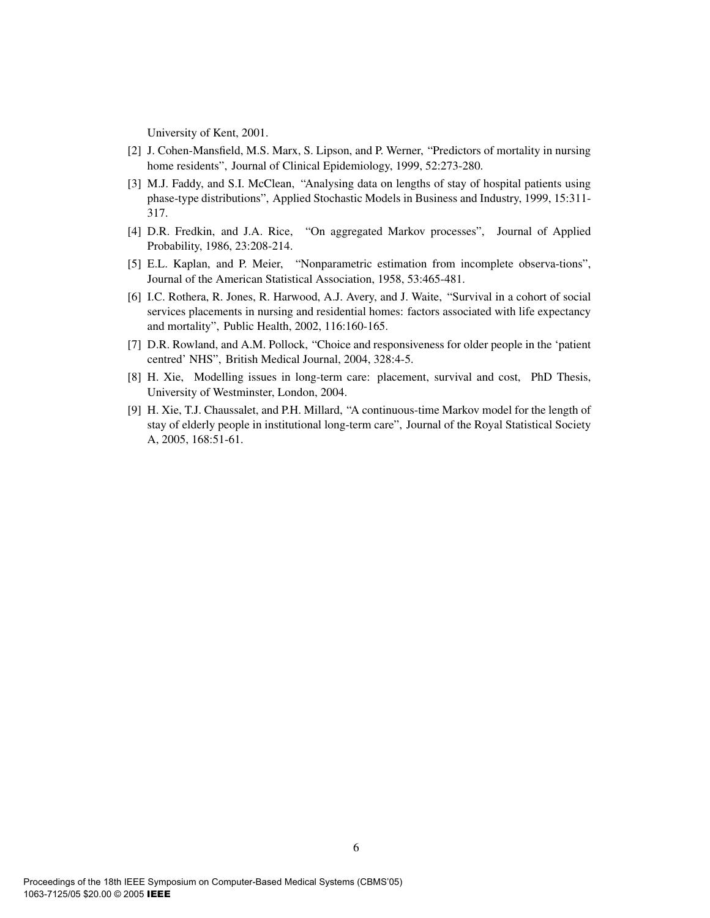University of Kent, 2001.

[2] J. Cohen-Mansfield, M.S. Marx, S. Lipson, and P. Werner, "Predictors of mortality in nursing home residents", Journal of Clinical Epidemiology, 1999, 52:273-280.

[3] M.J. Faddy, and S.I. McClean, "Analysing data on lengths of stay of hospital patients using phase-type distributions", Applied Stochastic Models in Business and Industry, 1999, 15:311-317.

[4] D.R. Fredkin, and J.A. Rice, "On aggregated Markov processes", Journal of Applied Probability, 1986, 23:208-214.

[5] E.L. Kaplan, and P. Meier, "Nonparametric estimation from incomplete observa-tions", Journal of the American Statistical Association, 1958, 53:465-481.

[6] I.C. Rothera, R. Jones, R. Harwood, A.J. Avery, and J. Waite, "Survival in a cohort of social services placements in nursing and residential homes: factors associated with life expectancy and mortality", Public Health, 2002, 116:160-165.

[7] D.R. Rowland, and A.M. Pollock, "Choice and responsiveness for older people in the 'patient centred' NHS", British Medical Journal, 2004, 328:4-5.

[8] H. Xie, Modelling issues in long-term care: placement, survival and cost, PhD Thesis, University of Westminster, London, 2004.

[9] H. Xie, T.J. Chaussalet, and P.H. Millard, "A continuous-time Markov model for the length of stay of elderly people in institutional long-term care", Journal of the Royal Statistical Society A, 2005, 168:51-61.